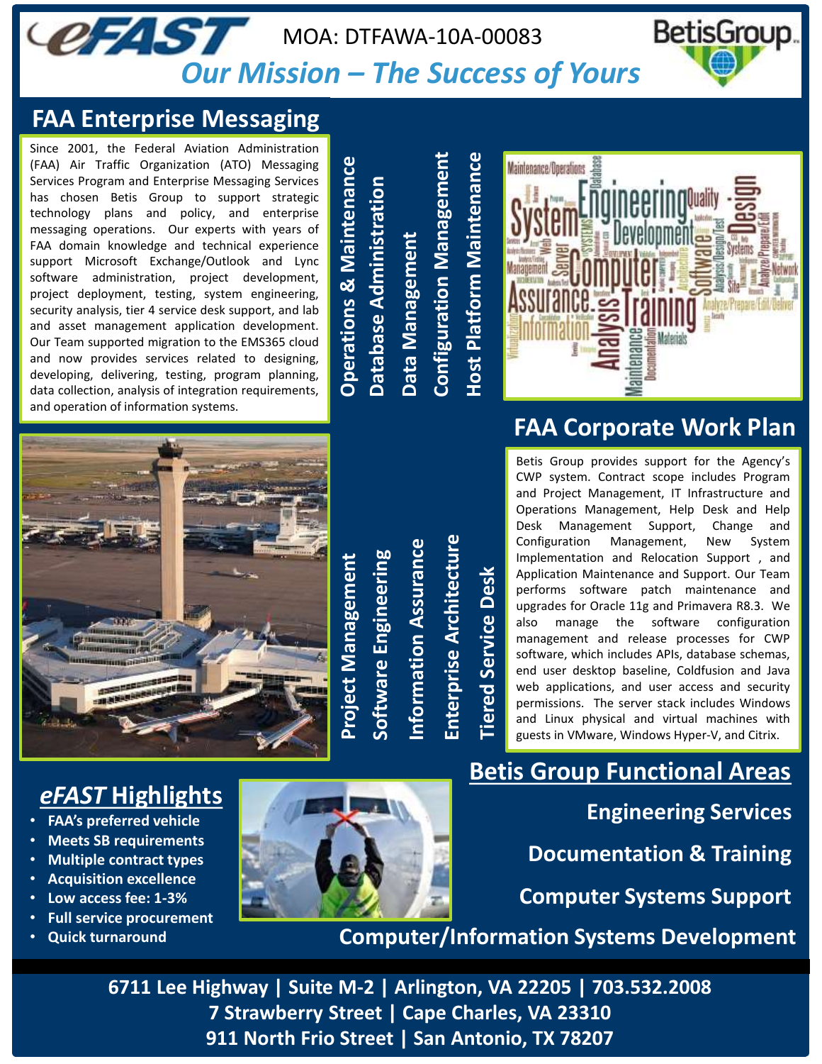# eFAST

MOA: DTFAWA-10A-00083

BetisGroup

*Our Mission – The Success of Yours*

## FAA Enterprise Messaging

Since 2001, the Federal Aviation Administration (FAA) Air Traffic Organization (ATO) Messaging Services Program and Enterprise Messaging Services has chosen Betis Group to support strategic technology plans and policy, and enterprise messaging operations. Our experts with years of FAA domain knowledge and technical experience support Microsoft Exchange/Outlook and Lync software administration, project development, project deployment, testing, system engineering, security analysis, tier 4 service desk support, and lab and asset management application development. Our Team supported migration to the EMS365 cloud and now provides services related to designing, developing, delivering, testing, program planning, data collection, analysis of integration requirements, and operation of information systems.

**Operations & Maintenance**
**Database Administration**
**Data Management**
**Configuration Management**
**Host Platform Maintenance**

**Project Management**
**Software Engineering**
**Information Assurance**
**Enterprise Architecture**
**Tiered Service Desk**

## FAA Corporate Work Plan

Betis Group provides support for the Agency's CWP system. Contract scope includes Program and Project Management, IT Infrastructure and Operations Management, Help Desk and Help Desk Management Support, Change and Configuration Management, New System Implementation and Relocation Support , and Application Maintenance and Support. Our Team performs software patch maintenance and upgrades for Oracle 11g and Primavera R8.3. We also manage the software configuration management and release processes for CWP software, which includes APIs, database schemas, end user desktop baseline, Coldfusion and Java web applications, and user access and security permissions. The server stack includes Windows and Linux physical and virtual machines with guests in VMware, Windows Hyper-V, and Citrix.

## *eFAST* Highlights

- FAA's preferred vehicle
- Meets SB requirements
- Multiple contract types
- Acquisition excellence
- Low access fee: 1-3%
- Full service procurement
- Quick turnaround

## Betis Group Functional Areas

**Engineering Services**

**Documentation & Training**

**Computer Systems Support**

**Computer/Information Systems Development**

**6711 Lee Highway | Suite M-2 | Arlington, VA 22205 | 703.532.2008**
**7 Strawberry Street | Cape Charles, VA 23310**
**911 North Frio Street | San Antonio, TX 78207**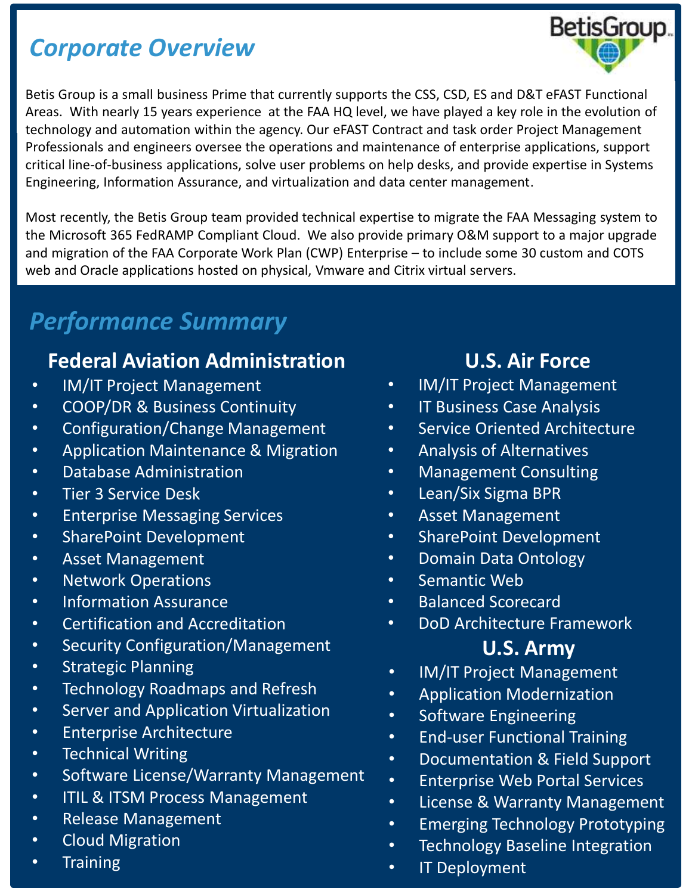## Corporate Overview

Betis Group is a small business Prime that currently supports the CSS, CSD, ES and D&T eFAST Functional Areas. With nearly 15 years experience at the FAA HQ level, we have played a key role in the evolution of technology and automation within the agency. Our eFAST Contract and task order Project Management Professionals and engineers oversee the operations and maintenance of enterprise applications, support critical line-of-business applications, solve user problems on help desks, and provide expertise in Systems Engineering, Information Assurance, and virtualization and data center management.

Most recently, the Betis Group team provided technical expertise to migrate the FAA Messaging system to the Microsoft 365 FedRAMP Compliant Cloud. We also provide primary O&M support to a major upgrade and migration of the FAA Corporate Work Plan (CWP) Enterprise – to include some 30 custom and COTS web and Oracle applications hosted on physical, Vmware and Citrix virtual servers.

## Performance Summary

### Federal Aviation Administration

- IM/IT Project Management
- COOP/DR & Business Continuity
- Configuration/Change Management
- Application Maintenance & Migration
- Database Administration
- Tier 3 Service Desk
- Enterprise Messaging Services
- SharePoint Development
- Asset Management
- Network Operations
- Information Assurance
- Certification and Accreditation
- Security Configuration/Management
- Strategic Planning
- Technology Roadmaps and Refresh
- Server and Application Virtualization
- Enterprise Architecture
- Technical Writing
- Software License/Warranty Management
- ITIL & ITSM Process Management
- Release Management
- Cloud Migration
- Training

### U.S. Air Force

- IM/IT Project Management
- IT Business Case Analysis
- Service Oriented Architecture
- Analysis of Alternatives
- Management Consulting
- Lean/Six Sigma BPR
- Asset Management
- SharePoint Development
- Domain Data Ontology
- Semantic Web
- Balanced Scorecard
- DoD Architecture Framework

### U.S. Army

- IM/IT Project Management
- Application Modernization
- Software Engineering
- End-user Functional Training
- Documentation & Field Support
- Enterprise Web Portal Services
- License & Warranty Management
- Emerging Technology Prototyping
- Technology Baseline Integration
- IT Deployment